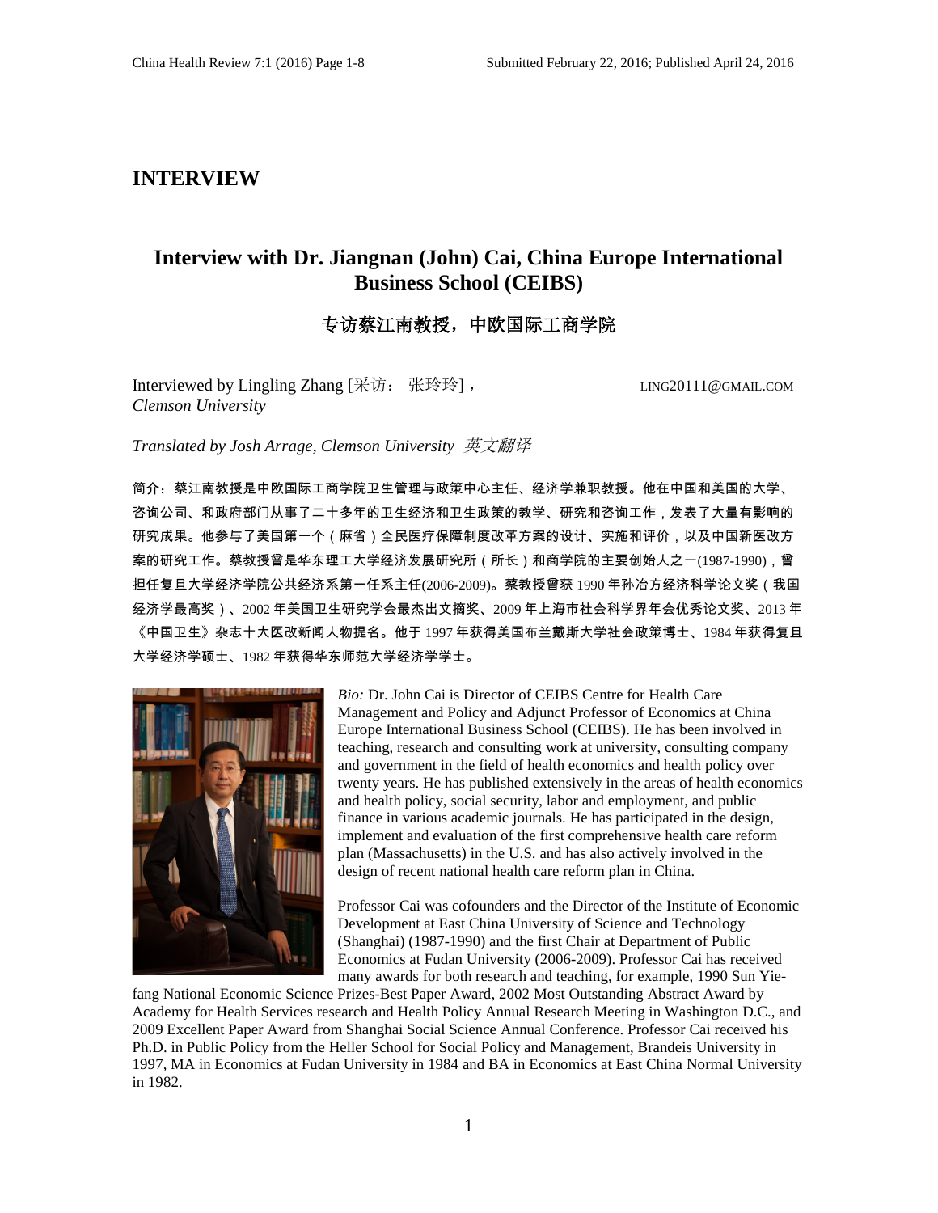# INTERVIEW

## Interview with Dr. Jiangnan (John) Cai, China Europe International Business School (CEIBS)

### 专访蔡江南教授，中欧国际工商学院

Interviewed by Lingling Zhang [采访： 张玲玲]，  LING20111@GMAIL.COM
*Clemson University*

*Translated by Josh Arrage, Clemson University 英文翻译*

简介：蔡江南教授是中欧国际工商学院卫生管理与政策中心主任、经济学兼职教授。他在中国和美国的大学、咨询公司、和政府部门从事了二十多年的卫生经济和卫生政策的教学、研究和咨询工作，发表了大量有影响的研究成果。他参与了美国第一个（麻省）全民医疗保障制度改革方案的设计、实施和评价，以及中国新医改方案的研究工作。蔡教授曾是华东理工大学经济发展研究所（所长）和商学院的主要创始人之一(1987-1990)，曾担任复旦大学经济学院公共经济系第一任系主任(2006-2009)。蔡教授曾获 1990 年孙冶方经济科学论文奖（我国经济学最高奖）、2002 年美国卫生研究学会最杰出文摘奖、2009 年上海市社会科学界年会优秀论文奖、2013 年《中国卫生》杂志十大医改新闻人物提名。他于 1997 年获得美国布兰戴斯大学社会政策博士、1984 年获得复旦大学经济学硕士、1982 年获得华东师范大学经济学学士。

*Bio:* Dr. John Cai is Director of CEIBS Centre for Health Care Management and Policy and Adjunct Professor of Economics at China Europe International Business School (CEIBS). He has been involved in teaching, research and consulting work at university, consulting company and government in the field of health economics and health policy over twenty years. He has published extensively in the areas of health economics and health policy, social security, labor and employment, and public finance in various academic journals. He has participated in the design, implement and evaluation of the first comprehensive health care reform plan (Massachusetts) in the U.S. and has also actively involved in the design of recent national health care reform plan in China.

Professor Cai was cofounders and the Director of the Institute of Economic Development at East China University of Science and Technology (Shanghai) (1987-1990) and the first Chair at Department of Public Economics at Fudan University (2006-2009). Professor Cai has received many awards for both research and teaching, for example, 1990 Sun Yie-fang National Economic Science Prizes-Best Paper Award, 2002 Most Outstanding Abstract Award by Academy for Health Services research and Health Policy Annual Research Meeting in Washington D.C., and 2009 Excellent Paper Award from Shanghai Social Science Annual Conference. Professor Cai received his Ph.D. in Public Policy from the Heller School for Social Policy and Management, Brandeis University in 1997, MA in Economics at Fudan University in 1984 and BA in Economics at East China Normal University in 1982.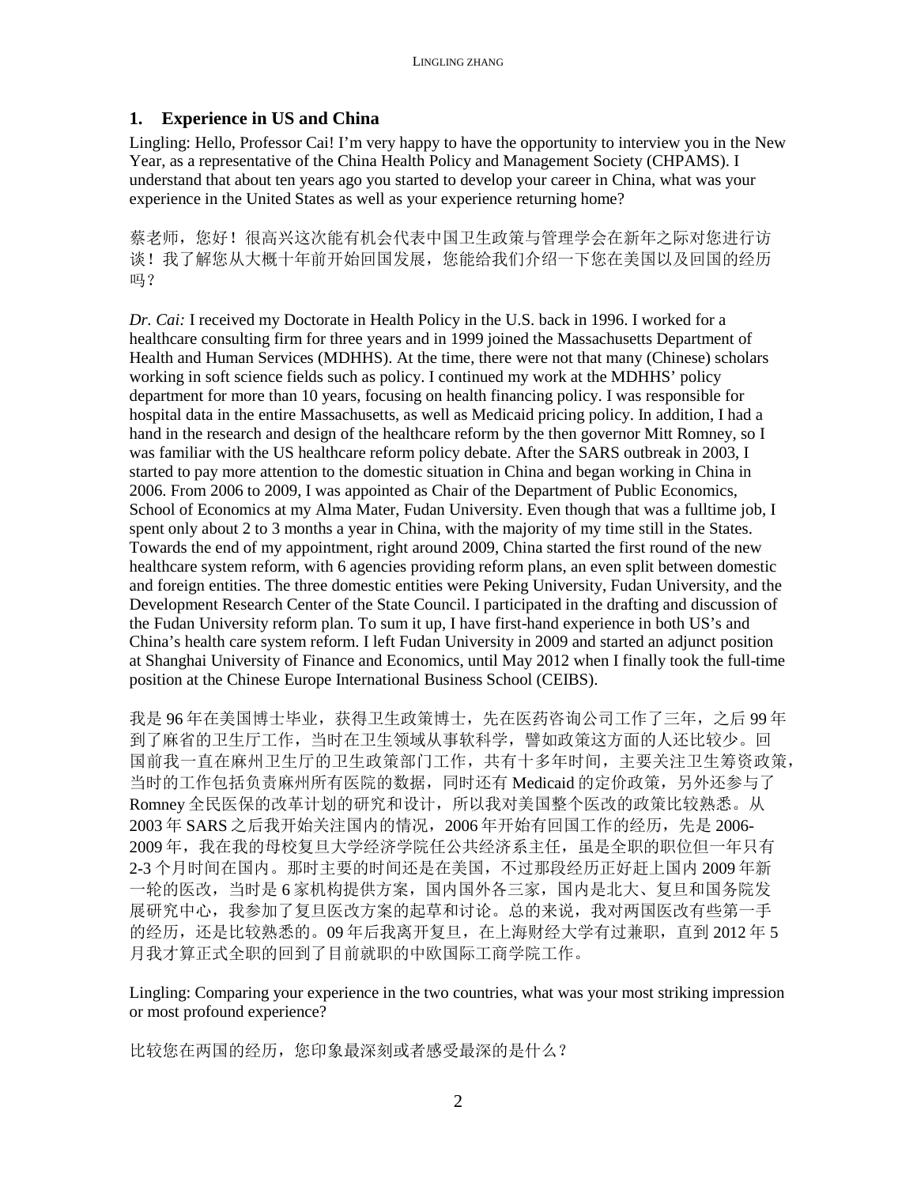## 1. Experience in US and China

Lingling: Hello, Professor Cai! I'm very happy to have the opportunity to interview you in the New Year, as a representative of the China Health Policy and Management Society (CHPAMS). I understand that about ten years ago you started to develop your career in China, what was your experience in the United States as well as your experience returning home?

蔡老师，您好！很高兴这次能有机会代表中国卫生政策与管理学会在新年之际对您进行访谈！我了解您从大概十年前开始回国发展，您能给我们介绍一下您在美国以及回国的经历吗？

*Dr. Cai:* I received my Doctorate in Health Policy in the U.S. back in 1996. I worked for a healthcare consulting firm for three years and in 1999 joined the Massachusetts Department of Health and Human Services (MDHHS). At the time, there were not that many (Chinese) scholars working in soft science fields such as policy. I continued my work at the MDHHS' policy department for more than 10 years, focusing on health financing policy. I was responsible for hospital data in the entire Massachusetts, as well as Medicaid pricing policy. In addition, I had a hand in the research and design of the healthcare reform by the then governor Mitt Romney, so I was familiar with the US healthcare reform policy debate. After the SARS outbreak in 2003, I started to pay more attention to the domestic situation in China and began working in China in 2006. From 2006 to 2009, I was appointed as Chair of the Department of Public Economics, School of Economics at my Alma Mater, Fudan University. Even though that was a fulltime job, I spent only about 2 to 3 months a year in China, with the majority of my time still in the States. Towards the end of my appointment, right around 2009, China started the first round of the new healthcare system reform, with 6 agencies providing reform plans, an even split between domestic and foreign entities. The three domestic entities were Peking University, Fudan University, and the Development Research Center of the State Council. I participated in the drafting and discussion of the Fudan University reform plan. To sum it up, I have first-hand experience in both US's and China's health care system reform. I left Fudan University in 2009 and started an adjunct position at Shanghai University of Finance and Economics, until May 2012 when I finally took the full-time position at the Chinese Europe International Business School (CEIBS).

我是 96 年在美国博士毕业，获得卫生政策博士，先在医药咨询公司工作了三年，之后 99 年到了麻省的卫生厅工作，当时在卫生领域从事软科学，譬如政策这方面的人还比较少。回国前我一直在麻州卫生厅的卫生政策部门工作，共有十多年时间，主要关注卫生筹资政策，当时的工作包括负责麻州所有医院的数据，同时还有 Medicaid 的定价政策，另外还参与了 Romney 全民医保的改革计划的研究和设计，所以我对美国整个医改的政策比较熟悉。从 2003 年 SARS 之后我开始关注国内的情况，2006 年开始有回国工作的经历，先是 2006-2009 年，我在我的母校复旦大学经济学院任公共经济系主任，虽是全职的职位但一年只有 2-3 个月时间在国内。那时主要的时间还是在美国，不过那段经历正好赶上国内 2009 年新一轮的医改，当时是 6 家机构提供方案，国内国外各三家，国内是北大、复旦和国务院发展研究中心，我参加了复旦医改方案的起草和讨论。总的来说，我对两国医改有些第一手的经历，还是比较熟悉的。09 年后我离开复旦，在上海财经大学有过兼职，直到 2012 年 5 月我才算正式全职的回到了目前就职的中欧国际工商学院工作。

Lingling: Comparing your experience in the two countries, what was your most striking impression or most profound experience?

比较您在两国的经历，您印象最深刻或者感受最深的是什么？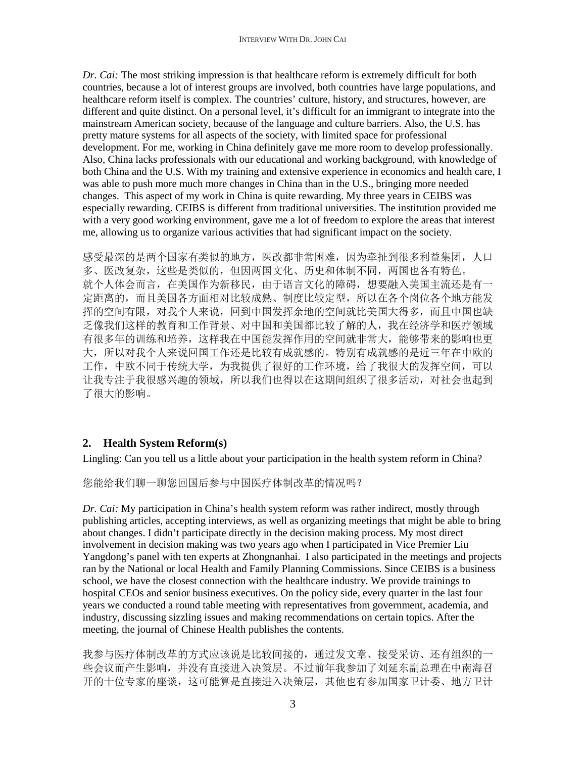*Dr. Cai:* The most striking impression is that healthcare reform is extremely difficult for both countries, because a lot of interest groups are involved, both countries have large populations, and healthcare reform itself is complex. The countries' culture, history, and structures, however, are different and quite distinct. On a personal level, it's difficult for an immigrant to integrate into the mainstream American society, because of the language and culture barriers. Also, the U.S. has pretty mature systems for all aspects of the society, with limited space for professional development. For me, working in China definitely gave me more room to develop professionally. Also, China lacks professionals with our educational and working background, with knowledge of both China and the U.S. With my training and extensive experience in economics and health care, I was able to push more much more changes in China than in the U.S., bringing more needed changes. This aspect of my work in China is quite rewarding. My three years in CEIBS was especially rewarding. CEIBS is different from traditional universities. The institution provided me with a very good working environment, gave me a lot of freedom to explore the areas that interest me, allowing us to organize various activities that had significant impact on the society.

感受最深的是两个国家有类似的地方，医改都非常困难，因为牵扯到很多利益集团，人口多、医改复杂，这些是类似的，但因两国文化、历史和体制不同，两国也各有特色。就个人体会而言，在美国作为新移民，由于语言文化的障碍，想要融入美国主流还是有一定距离的，而且美国各方面相对比较成熟、制度比较定型，所以在各个岗位各个地方能发挥的空间有限，对我个人来说，回到中国发挥余地的空间就比美国大得多，而且中国也缺乏像我们这样的教育和工作背景、对中国和美国都比较了解的人，我在经济学和医疗领域有很多年的训练和培养，这样我在中国能发挥作用的空间就非常大，能够带来的影响也更大，所以对我个人来说回国工作还是比较有成就感的。特别有成就感的是近三年在中欧的工作，中欧不同于传统大学，为我提供了很好的工作环境，给了我很大的发挥空间，可以让我专注于我很感兴趣的领域，所以我们也得以在这期间组织了很多活动，对社会也起到了很大的影响。

## 2. Health System Reform(s)

Lingling: Can you tell us a little about your participation in the health system reform in China?

您能给我们聊一聊您回国后参与中国医疗体制改革的情况吗？

*Dr. Cai:* My participation in China's health system reform was rather indirect, mostly through publishing articles, accepting interviews, as well as organizing meetings that might be able to bring about changes. I didn't participate directly in the decision making process. My most direct involvement in decision making was two years ago when I participated in Vice Premier Liu Yangdong's panel with ten experts at Zhongnanhai. I also participated in the meetings and projects ran by the National or local Health and Family Planning Commissions. Since CEIBS is a business school, we have the closest connection with the healthcare industry. We provide trainings to hospital CEOs and senior business executives. On the policy side, every quarter in the last four years we conducted a round table meeting with representatives from government, academia, and industry, discussing sizzling issues and making recommendations on certain topics. After the meeting, the journal of Chinese Health publishes the contents.

我参与医疗体制改革的方式应该说是比较间接的，通过发文章、接受采访、还有组织的一些会议而产生影响，并没有直接进入决策层。不过前年我参加了刘延东副总理在中南海召开的十位专家的座谈，这可能算是直接进入决策层，其他也有参加国家卫计委、地方卫计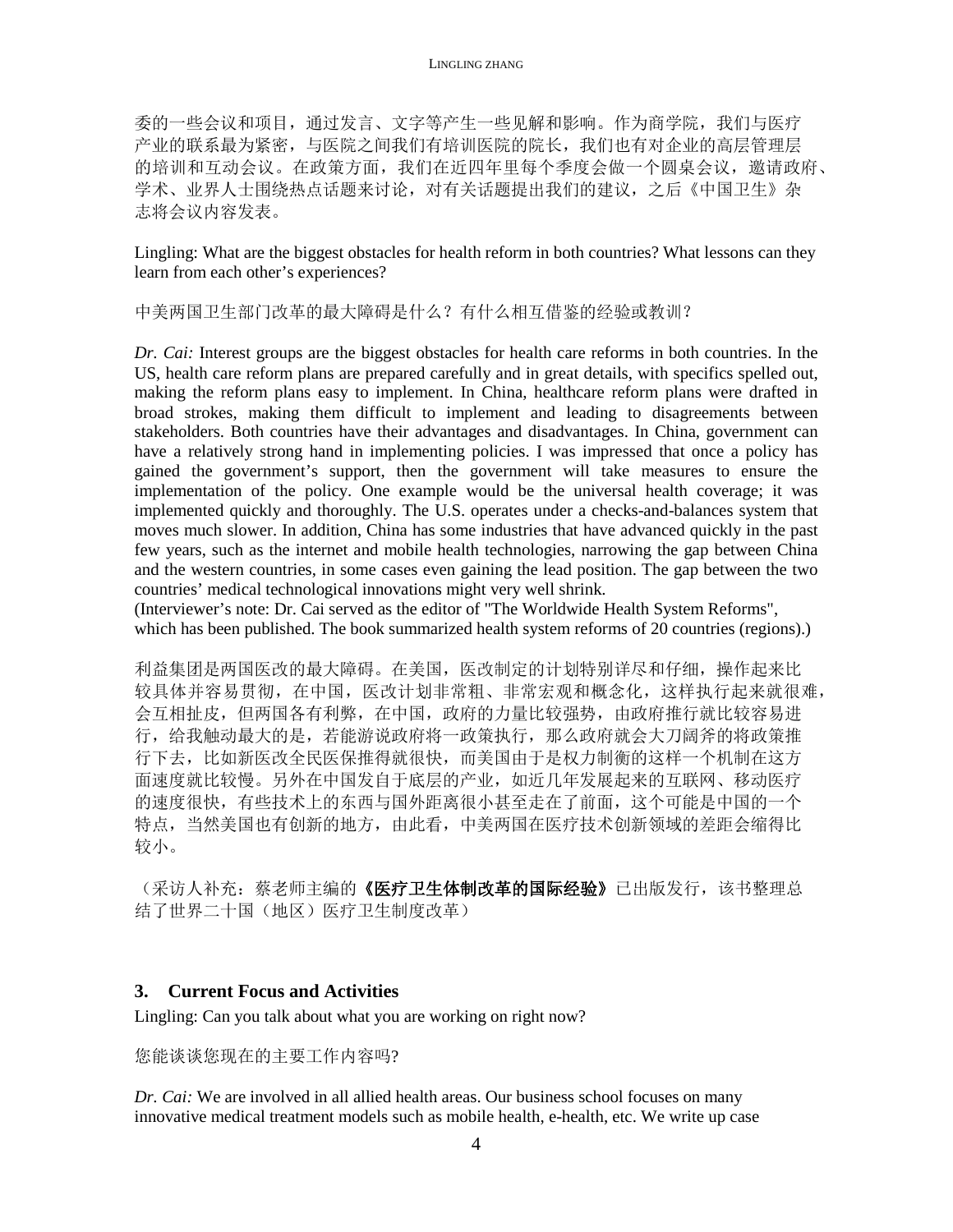委的一些会议和项目，通过发言、文字等产生一些见解和影响。作为商学院，我们与医疗产业的联系最为紧密，与医院之间我们有培训医院的院长，我们也有对企业的高层管理层的培训和互动会议。在政策方面，我们在近四年里每个季度会做一个圆桌会议，邀请政府、学术、业界人士围绕热点话题来讨论，对有关话题提出我们的建议，之后《中国卫生》杂志将会议内容发表。

Lingling: What are the biggest obstacles for health reform in both countries? What lessons can they learn from each other's experiences?

中美两国卫生部门改革的最大障碍是什么？有什么相互借鉴的经验或教训？

*Dr. Cai:* Interest groups are the biggest obstacles for health care reforms in both countries. In the US, health care reform plans are prepared carefully and in great details, with specifics spelled out, making the reform plans easy to implement. In China, healthcare reform plans were drafted in broad strokes, making them difficult to implement and leading to disagreements between stakeholders. Both countries have their advantages and disadvantages. In China, government can have a relatively strong hand in implementing policies. I was impressed that once a policy has gained the government's support, then the government will take measures to ensure the implementation of the policy. One example would be the universal health coverage; it was implemented quickly and thoroughly. The U.S. operates under a checks-and-balances system that moves much slower. In addition, China has some industries that have advanced quickly in the past few years, such as the internet and mobile health technologies, narrowing the gap between China and the western countries, in some cases even gaining the lead position. The gap between the two countries' medical technological innovations might very well shrink.
(Interviewer's note: Dr. Cai served as the editor of "The Worldwide Health System Reforms", which has been published. The book summarized health system reforms of 20 countries (regions).)

利益集团是两国医改的最大障碍。在美国，医改制定的计划特别详尽和仔细，操作起来比较具体并容易贯彻，在中国，医改计划非常粗、非常宏观和概念化，这样执行起来就很难，会互相扯皮，但两国各有利弊，在中国，政府的力量比较强势，由政府推行就比较容易进行，给我触动最大的是，若能游说政府将一政策执行，那么政府就会大刀阔斧的将政策推行下去，比如新医改全民医保推得就很快，而美国由于是权力制衡的这样一个机制在这方面速度就比较慢。另外在中国发自于底层的产业，如近几年发展起来的互联网、移动医疗的速度很快，有些技术上的东西与国外距离很小甚至走在了前面，这个可能是中国的一个特点，当然美国也有创新的地方，由此看，中美两国在医疗技术创新领域的差距会缩得比较小。

（采访人补充：蔡老师主编的**《医疗卫生体制改革的国际经验》**已出版发行，该书整理总结了世界二十国（地区）医疗卫生制度改革）

### 3. Current Focus and Activities

Lingling: Can you talk about what you are working on right now?

您能谈谈您现在的主要工作内容吗?

*Dr. Cai:* We are involved in all allied health areas. Our business school focuses on many innovative medical treatment models such as mobile health, e-health, etc. We write up case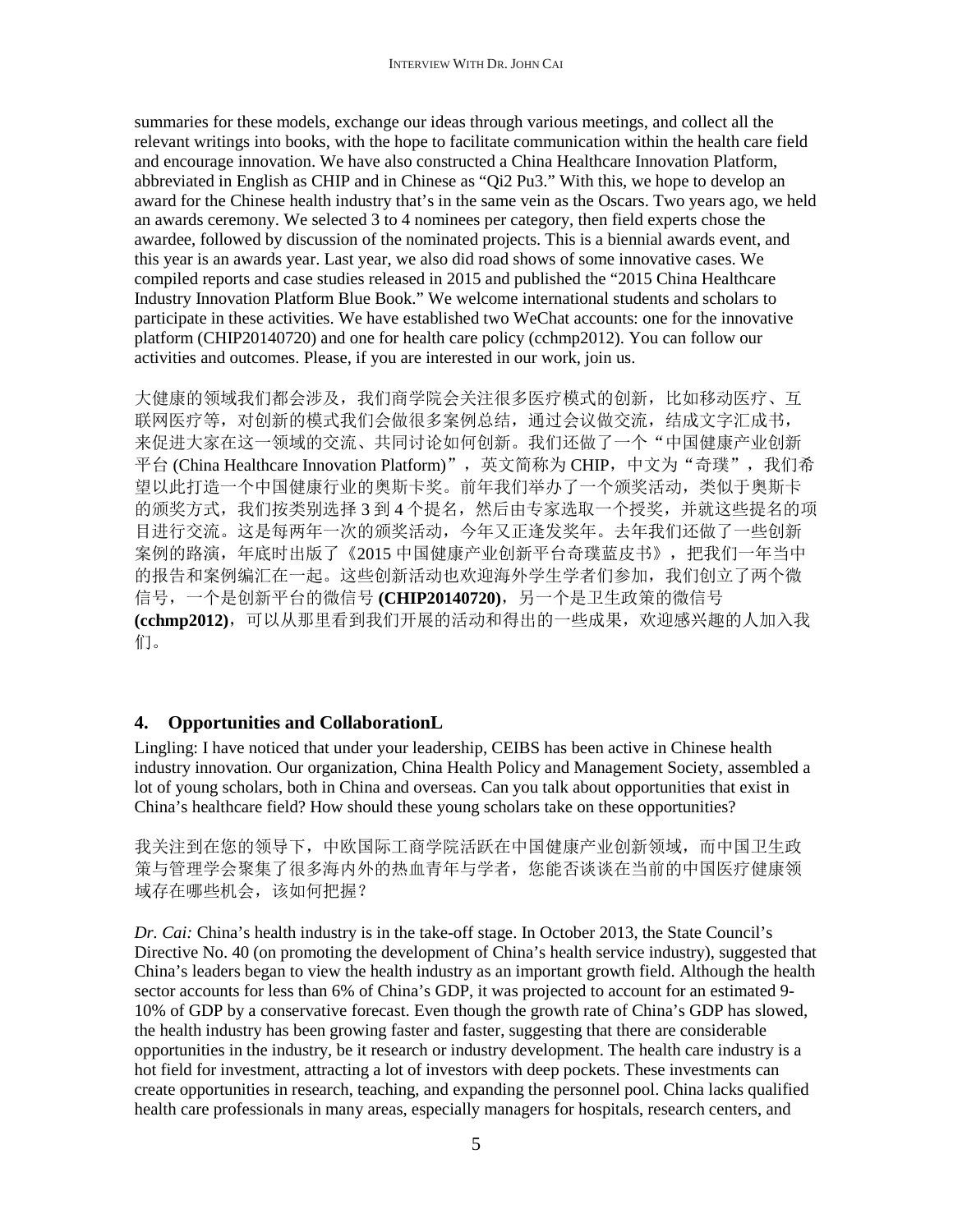summaries for these models, exchange our ideas through various meetings, and collect all the relevant writings into books, with the hope to facilitate communication within the health care field and encourage innovation. We have also constructed a China Healthcare Innovation Platform, abbreviated in English as CHIP and in Chinese as "Qi2 Pu3." With this, we hope to develop an award for the Chinese health industry that's in the same vein as the Oscars. Two years ago, we held an awards ceremony. We selected 3 to 4 nominees per category, then field experts chose the awardee, followed by discussion of the nominated projects. This is a biennial awards event, and this year is an awards year. Last year, we also did road shows of some innovative cases. We compiled reports and case studies released in 2015 and published the "2015 China Healthcare Industry Innovation Platform Blue Book." We welcome international students and scholars to participate in these activities. We have established two WeChat accounts: one for the innovative platform (CHIP20140720) and one for health care policy (cchmp2012). You can follow our activities and outcomes. Please, if you are interested in our work, join us.

大健康的领域我们都会涉及，我们商学院会关注很多医疗模式的创新，比如移动医疗、互联网医疗等，对创新的模式我们会做很多案例总结，通过会议做交流，结成文字汇成书，来促进大家在这一领域的交流、共同讨论如何创新。我们还做了一个"中国健康产业创新平台 (China Healthcare Innovation Platform)"，英文简称为 CHIP，中文为"奇璞"，我们希望以此打造一个中国健康行业的奥斯卡奖。前年我们举办了一个颁奖活动，类似于奥斯卡的颁奖方式，我们按类别选择 3 到 4 个提名，然后由专家选取一个授奖，并就这些提名的项目进行交流。这是每两年一次的颁奖活动，今年又正逢发奖年。去年我们还做了一些创新案例的路演，年底时出版了《2015 中国健康产业创新平台奇璞蓝皮书》，把我们一年当中的报告和案例编汇在一起。这些创新活动也欢迎海外学生学者们参加，我们创立了两个微信号，一个是创新平台的微信号 **(CHIP20140720)**，另一个是卫生政策的微信号 **(cchmp2012)**，可以从那里看到我们开展的活动和得出的一些成果，欢迎感兴趣的人加入我们。

## 4. Opportunities and CollaborationL

Lingling: I have noticed that under your leadership, CEIBS has been active in Chinese health industry innovation. Our organization, China Health Policy and Management Society, assembled a lot of young scholars, both in China and overseas. Can you talk about opportunities that exist in China's healthcare field? How should these young scholars take on these opportunities?

我关注到在您的领导下，中欧国际工商学院活跃在中国健康产业创新领域，而中国卫生政策与管理学会聚集了很多海内外的热血青年与学者，您能否谈谈在当前的中国医疗健康领域存在哪些机会，该如何把握？

*Dr. Cai:* China's health industry is in the take-off stage. In October 2013, the State Council's Directive No. 40 (on promoting the development of China's health service industry), suggested that China's leaders began to view the health industry as an important growth field. Although the health sector accounts for less than 6% of China's GDP, it was projected to account for an estimated 9-10% of GDP by a conservative forecast. Even though the growth rate of China's GDP has slowed, the health industry has been growing faster and faster, suggesting that there are considerable opportunities in the industry, be it research or industry development. The health care industry is a hot field for investment, attracting a lot of investors with deep pockets. These investments can create opportunities in research, teaching, and expanding the personnel pool. China lacks qualified health care professionals in many areas, especially managers for hospitals, research centers, and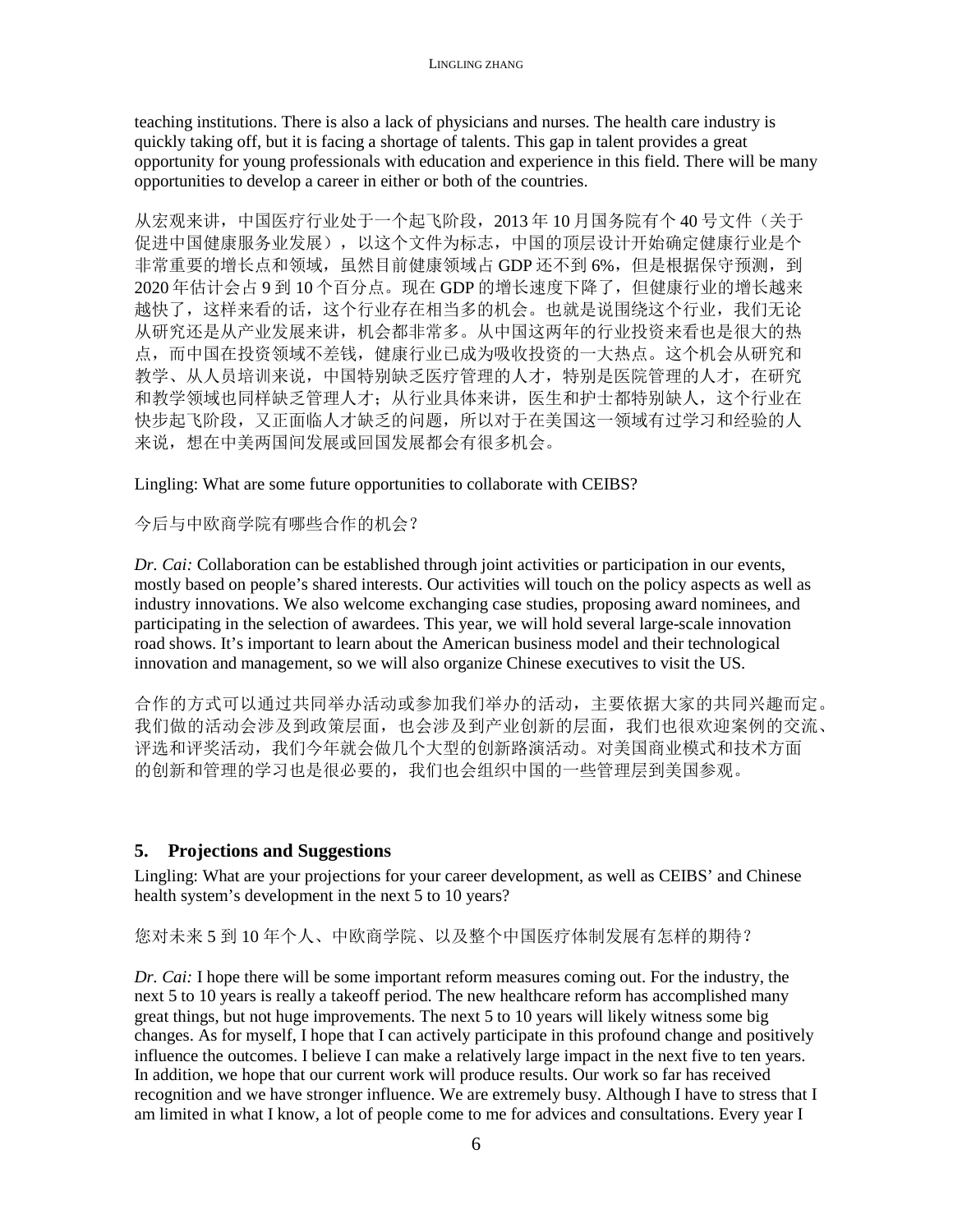teaching institutions. There is also a lack of physicians and nurses. The health care industry is quickly taking off, but it is facing a shortage of talents. This gap in talent provides a great opportunity for young professionals with education and experience in this field. There will be many opportunities to develop a career in either or both of the countries.

从宏观来讲，中国医疗行业处于一个起飞阶段，2013 年 10 月国务院有个 40 号文件（关于促进中国健康服务业发展），以这个文件为标志，中国的顶层设计开始确定健康行业是个非常重要的增长点和领域，虽然目前健康领域占 GDP 还不到 6%，但是根据保守预测，到 2020 年估计会占 9 到 10 个百分点。现在 GDP 的增长速度下降了，但健康行业的增长越来越快了，这样来看的话，这个行业存在相当多的机会。也就是说围绕这个行业，我们无论从研究还是从产业发展来讲，机会都非常多。从中国这两年的行业投资来看也是很大的热点，而中国在投资领域不差钱，健康行业已成为吸收投资的一大热点。这个机会从研究和教学、从人员培训来说，中国特别缺乏医疗管理的人才，特别是医院管理的人才，在研究和教学领域也同样缺乏管理人才；从行业具体来讲，医生和护士都特别缺人，这个行业在快步起飞阶段，又正面临人才缺乏的问题，所以对于在美国这一领域有过学习和经验的人来说，想在中美两国间发展或回国发展都会有很多机会。

Lingling: What are some future opportunities to collaborate with CEIBS?

今后与中欧商学院有哪些合作的机会？

*Dr. Cai:* Collaboration can be established through joint activities or participation in our events, mostly based on people's shared interests. Our activities will touch on the policy aspects as well as industry innovations. We also welcome exchanging case studies, proposing award nominees, and participating in the selection of awardees. This year, we will hold several large-scale innovation road shows. It's important to learn about the American business model and their technological innovation and management, so we will also organize Chinese executives to visit the US.

合作的方式可以通过共同举办活动或参加我们举办的活动，主要依据大家的共同兴趣而定。我们做的活动会涉及到政策层面，也会涉及到产业创新的层面，我们也很欢迎案例的交流、评选和评奖活动，我们今年就会做几个大型的创新路演活动。对美国商业模式和技术方面的创新和管理的学习也是很必要的，我们也会组织中国的一些管理层到美国参观。

## 5. Projections and Suggestions

Lingling: What are your projections for your career development, as well as CEIBS' and Chinese health system's development in the next 5 to 10 years?

您对未来 5 到 10 年个人、中欧商学院、以及整个中国医疗体制发展有怎样的期待？

*Dr. Cai:* I hope there will be some important reform measures coming out. For the industry, the next 5 to 10 years is really a takeoff period. The new healthcare reform has accomplished many great things, but not huge improvements. The next 5 to 10 years will likely witness some big changes. As for myself, I hope that I can actively participate in this profound change and positively influence the outcomes. I believe I can make a relatively large impact in the next five to ten years. In addition, we hope that our current work will produce results. Our work so far has received recognition and we have stronger influence. We are extremely busy. Although I have to stress that I am limited in what I know, a lot of people come to me for advices and consultations. Every year I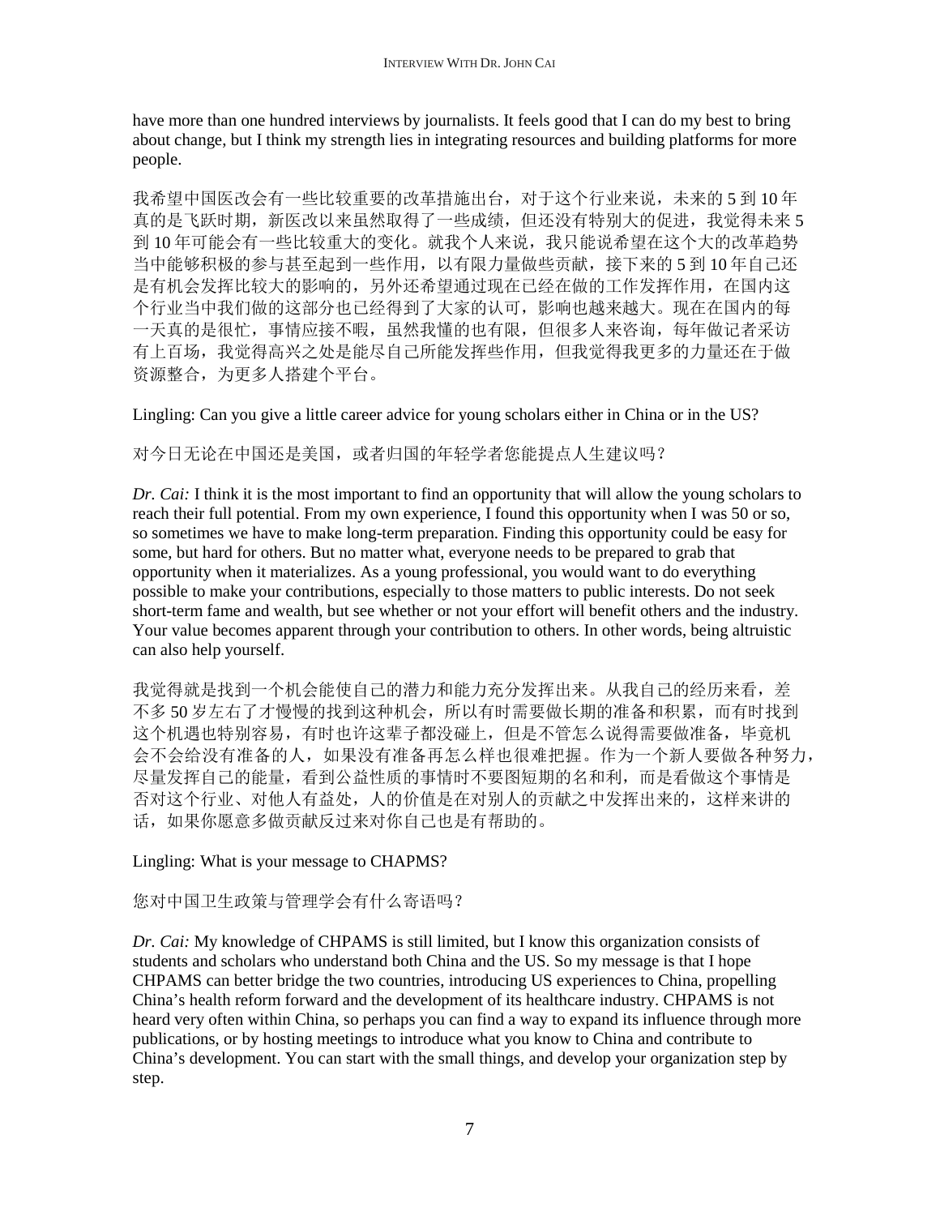have more than one hundred interviews by journalists. It feels good that I can do my best to bring about change, but I think my strength lies in integrating resources and building platforms for more people.

我希望中国医改会有一些比较重要的改革措施出台，对于这个行业来说，未来的 5 到 10 年真的是飞跃时期，新医改以来虽然取得了一些成绩，但还没有特别大的促进，我觉得未来 5 到 10 年可能会有一些比较重大的变化。就我个人来说，我只能说希望在这个大的改革趋势当中能够积极的参与甚至起到一些作用，以有限力量做些贡献，接下来的 5 到 10 年自己还是有机会发挥比较大的影响的，另外还希望通过现在已经在做的工作发挥作用，在国内这个行业当中我们做的这部分也已经得到了大家的认可，影响也越来越大。现在在国内的每一天真的是很忙，事情应接不暇，虽然我懂的也有限，但很多人来咨询，每年做记者采访有上百场，我觉得高兴之处是能尽自己所能发挥些作用，但我觉得我更多的力量还在于做资源整合，为更多人搭建个平台。

Lingling: Can you give a little career advice for young scholars either in China or in the US?

对今日无论在中国还是美国，或者归国的年轻学者您能提点人生建议吗？

*Dr. Cai:* I think it is the most important to find an opportunity that will allow the young scholars to reach their full potential. From my own experience, I found this opportunity when I was 50 or so, so sometimes we have to make long-term preparation. Finding this opportunity could be easy for some, but hard for others. But no matter what, everyone needs to be prepared to grab that opportunity when it materializes. As a young professional, you would want to do everything possible to make your contributions, especially to those matters to public interests. Do not seek short-term fame and wealth, but see whether or not your effort will benefit others and the industry. Your value becomes apparent through your contribution to others. In other words, being altruistic can also help yourself.

我觉得就是找到一个机会能使自己的潜力和能力充分发挥出来。从我自己的经历来看，差不多 50 岁左右了才慢慢的找到这种机会，所以有时需要做长期的准备和积累，而有时找到这个机遇也特别容易，有时也许这辈子都没碰上，但是不管怎么说得需要做准备，毕竟机会不会给没有准备的人，如果没有准备再怎么样也很难把握。作为一个新人要做各种努力，尽量发挥自己的能量，看到公益性质的事情时不要图短期的名和利，而是看做这个事情是否对这个行业、对他人有益处，人的价值是在对别人的贡献之中发挥出来的，这样来讲的话，如果你愿意多做贡献反过来对你自己也是有帮助的。

Lingling: What is your message to CHAPMS?

您对中国卫生政策与管理学会有什么寄语吗？

*Dr. Cai:* My knowledge of CHPAMS is still limited, but I know this organization consists of students and scholars who understand both China and the US. So my message is that I hope CHPAMS can better bridge the two countries, introducing US experiences to China, propelling China's health reform forward and the development of its healthcare industry. CHPAMS is not heard very often within China, so perhaps you can find a way to expand its influence through more publications, or by hosting meetings to introduce what you know to China and contribute to China's development. You can start with the small things, and develop your organization step by step.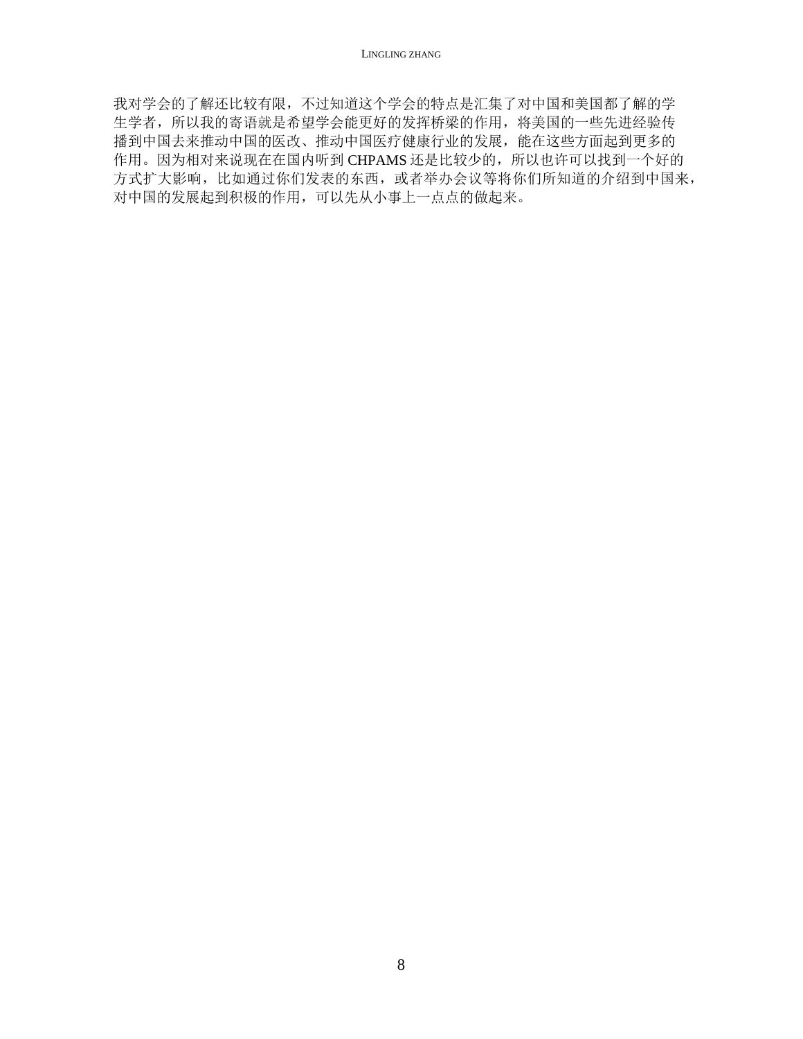我对学会的了解还比较有限，不过知道这个学会的特点是汇集了对中国和美国都了解的学生学者，所以我的寄语就是希望学会能更好的发挥桥梁的作用，将美国的一些先进经验传播到中国去来推动中国的医改、推动中国医疗健康行业的发展，能在这些方面起到更多的作用。因为相对来说现在在国内听到 CHPAMS 还是比较少的，所以也许可以找到一个好的方式扩大影响，比如通过你们发表的东西，或者举办会议等将你们所知道的介绍到中国来，对中国的发展起到积极的作用，可以先从小事上一点点的做起来。